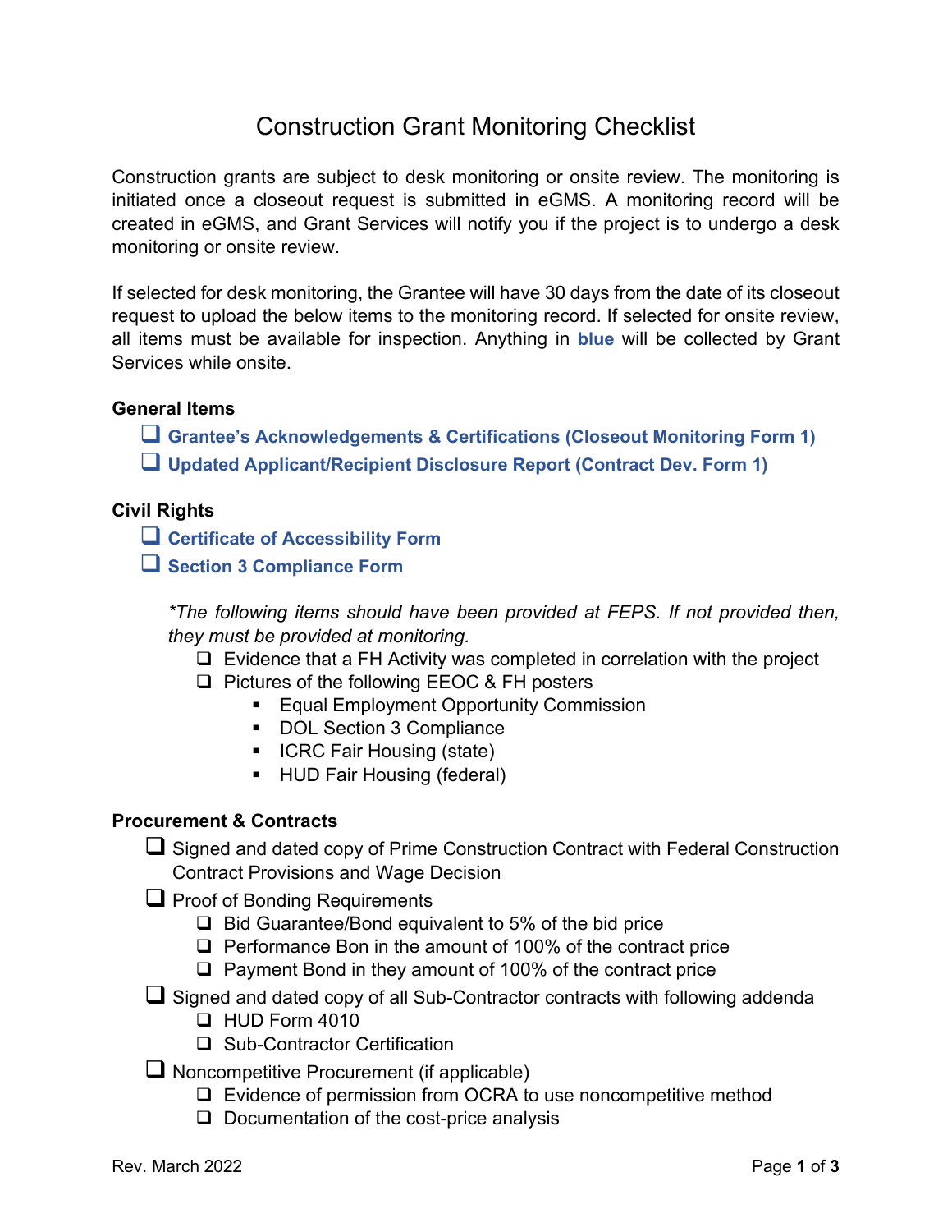# Construction Grant Monitoring Checklist

Construction grants are subject to desk monitoring or onsite review. The monitoring is initiated once a closeout request is submitted in eGMS. A monitoring record will be created in eGMS, and Grant Services will notify you if the project is to undergo a desk monitoring or onsite review.

If selected for desk monitoring, the Grantee will have 30 days from the date of its closeout request to upload the below items to the monitoring record. If selected for onsite review, all items must be available for inspection. Anything in **blue** will be collected by Grant Services while onsite.

### General Items

- ❑ **Grantee's Acknowledgements & Certifications (Closeout Monitoring Form 1)**
- ❑ **Updated Applicant/Recipient Disclosure Report (Contract Dev. Form 1)**

### Civil Rights

- ❑ **Certificate of Accessibility Form**
- ❑ **Section 3 Compliance Form**

*\*The following items should have been provided at FEPS. If not provided then, they must be provided at monitoring.*

- ❑ Evidence that a FH Activity was completed in correlation with the project
- ❑ Pictures of the following EEOC & FH posters
  - Equal Employment Opportunity Commission
  - DOL Section 3 Compliance
  - ICRC Fair Housing (state)
  - HUD Fair Housing (federal)

### Procurement & Contracts

- ❑ Signed and dated copy of Prime Construction Contract with Federal Construction Contract Provisions and Wage Decision
- ❑ Proof of Bonding Requirements
  - ❑ Bid Guarantee/Bond equivalent to 5% of the bid price
  - ❑ Performance Bon in the amount of 100% of the contract price
  - ❑ Payment Bond in they amount of 100% of the contract price
- ❑ Signed and dated copy of all Sub-Contractor contracts with following addenda
  - ❑ HUD Form 4010
  - ❑ Sub-Contractor Certification
- ❑ Noncompetitive Procurement (if applicable)
  - ❑ Evidence of permission from OCRA to use noncompetitive method
  - ❑ Documentation of the cost-price analysis

Rev. March 2022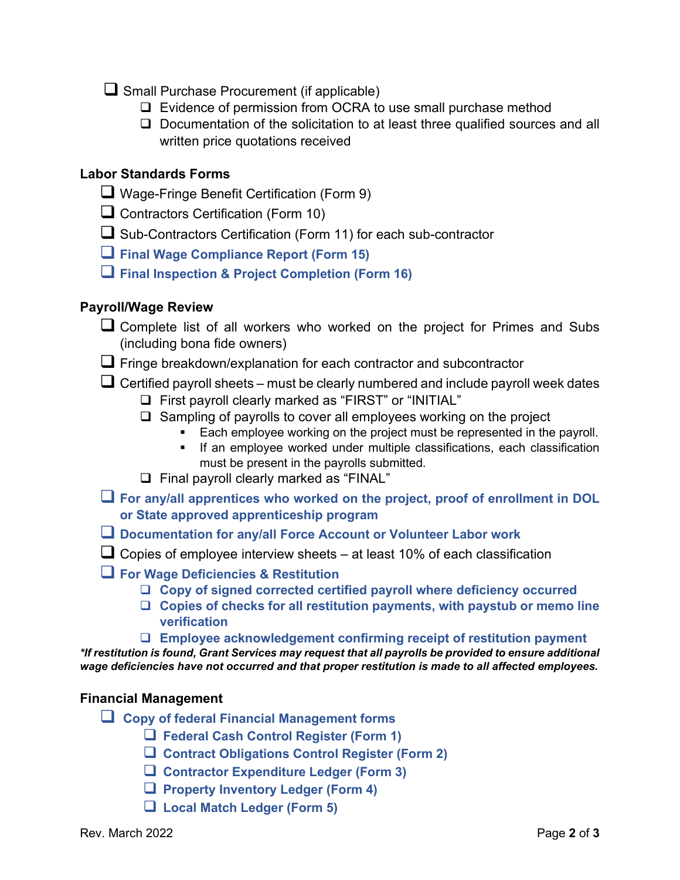- [ ] Small Purchase Procurement (if applicable)
    - [ ] Evidence of permission from OCRA to use small purchase method
    - [ ] Documentation of the solicitation to at least three qualified sources and all written price quotations received

### Labor Standards Forms

- [ ] Wage-Fringe Benefit Certification (Form 9)
- [ ] Contractors Certification (Form 10)
- [ ] Sub-Contractors Certification (Form 11) for each sub-contractor
- [ ] **Final Wage Compliance Report (Form 15)**
- [ ] **Final Inspection & Project Completion (Form 16)**

### Payroll/Wage Review

- [ ] Complete list of all workers who worked on the project for Primes and Subs (including bona fide owners)
- [ ] Fringe breakdown/explanation for each contractor and subcontractor
- [ ] Certified payroll sheets – must be clearly numbered and include payroll week dates
    - [ ] First payroll clearly marked as "FIRST" or "INITIAL"
    - [ ] Sampling of payrolls to cover all employees working on the project
        - Each employee working on the project must be represented in the payroll.
        - If an employee worked under multiple classifications, each classification must be present in the payrolls submitted.
    - [ ] Final payroll clearly marked as "FINAL"
- [ ] **For any/all apprentices who worked on the project, proof of enrollment in DOL or State approved apprenticeship program**
- [ ] **Documentation for any/all Force Account or Volunteer Labor work**
- [ ] Copies of employee interview sheets – at least 10% of each classification
- [ ] **For Wage Deficiencies & Restitution**
    - [ ] **Copy of signed corrected certified payroll where deficiency occurred**
    - [ ] **Copies of checks for all restitution payments, with paystub or memo line verification**
    - [ ] **Employee acknowledgement confirming receipt of restitution payment**

***If restitution is found, Grant Services may request that all payrolls be provided to ensure additional wage deficiencies have not occurred and that proper restitution is made to all affected employees.***

### Financial Management

- [ ] **Copy of federal Financial Management forms**
    - [ ] **Federal Cash Control Register (Form 1)**
    - [ ] **Contract Obligations Control Register (Form 2)**
    - [ ] **Contractor Expenditure Ledger (Form 3)**
    - [ ] **Property Inventory Ledger (Form 4)**
    - [ ] **Local Match Ledger (Form 5)**

Rev. March 2022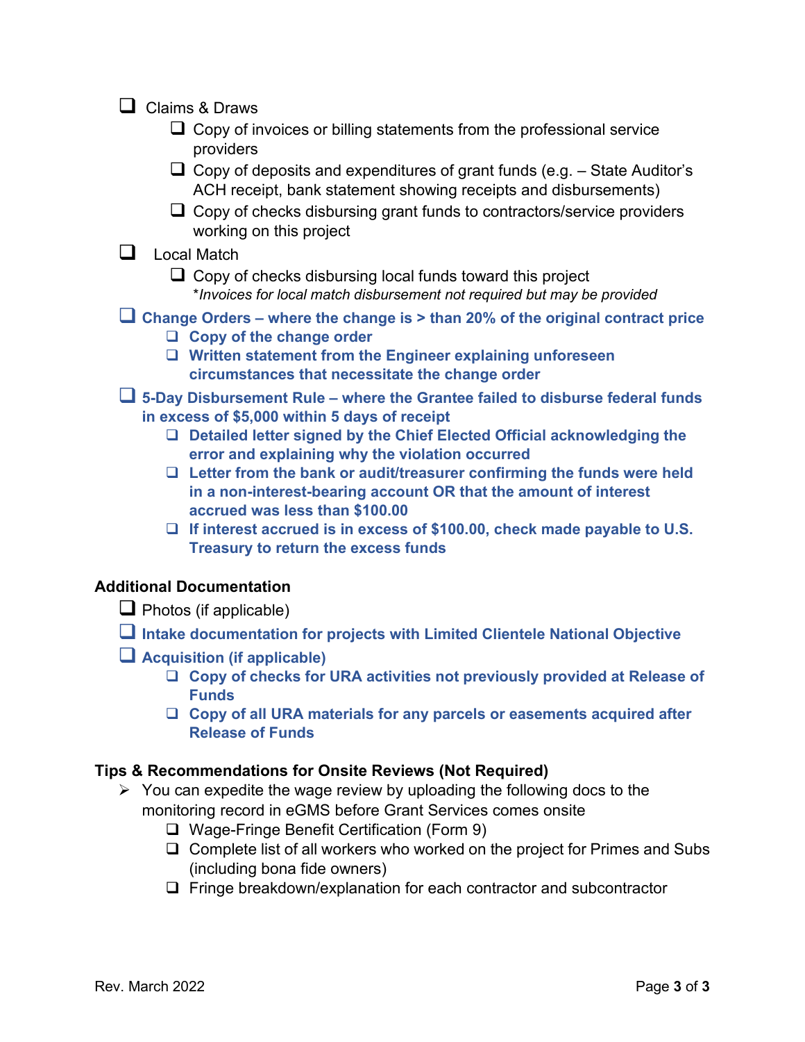- ☐ Claims & Draws
  - ☐ Copy of invoices or billing statements from the professional service providers
  - ☐ Copy of deposits and expenditures of grant funds (e.g. – State Auditor's ACH receipt, bank statement showing receipts and disbursements)
  - ☐ Copy of checks disbursing grant funds to contractors/service providers working on this project
- ☐ Local Match
  - ☐ Copy of checks disbursing local funds toward this project
    *\*Invoices for local match disbursement not required but may be provided*
- ☐ **Change Orders – where the change is > than 20% of the original contract price**
  - ☐ **Copy of the change order**
  - ☐ **Written statement from the Engineer explaining unforeseen circumstances that necessitate the change order**
- ☐ **5-Day Disbursement Rule – where the Grantee failed to disburse federal funds in excess of $5,000 within 5 days of receipt**
  - ☐ **Detailed letter signed by the Chief Elected Official acknowledging the error and explaining why the violation occurred**
  - ☐ **Letter from the bank or audit/treasurer confirming the funds were held in a non-interest-bearing account OR that the amount of interest accrued was less than $100.00**
  - ☐ **If interest accrued is in excess of $100.00, check made payable to U.S. Treasury to return the excess funds**

**Additional Documentation**

- ☐ Photos (if applicable)
- ☐ **Intake documentation for projects with Limited Clientele National Objective**
- ☐ **Acquisition (if applicable)**
  - ☐ **Copy of checks for URA activities not previously provided at Release of Funds**
  - ☐ **Copy of all URA materials for any parcels or easements acquired after Release of Funds**

**Tips & Recommendations for Onsite Reviews (Not Required)**

- You can expedite the wage review by uploading the following docs to the monitoring record in eGMS before Grant Services comes onsite
  - ☐ Wage-Fringe Benefit Certification (Form 9)
  - ☐ Complete list of all workers who worked on the project for Primes and Subs (including bona fide owners)
  - ☐ Fringe breakdown/explanation for each contractor and subcontractor

Rev. March 2022